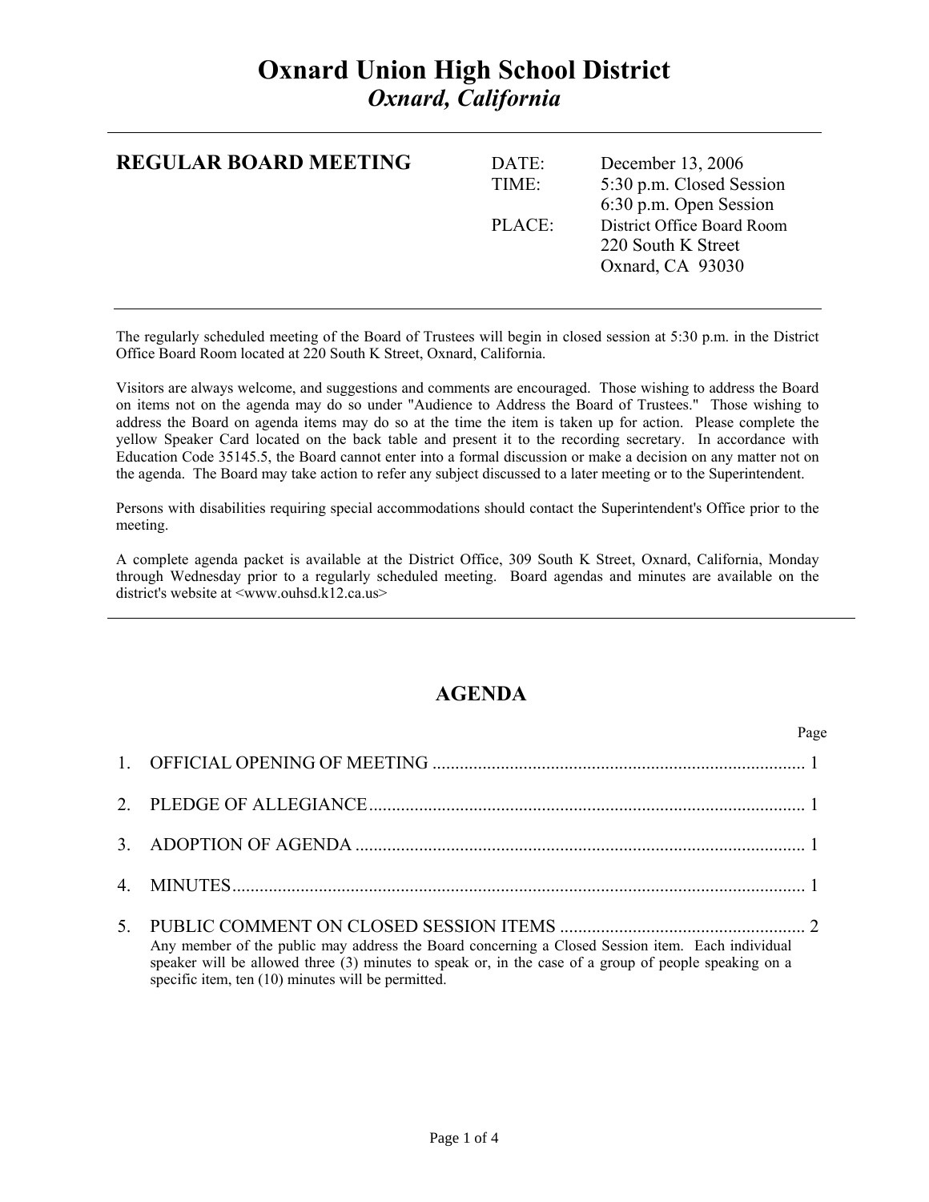# Oxnard Union High School District
## *Oxnard, California*

---

**REGULAR BOARD MEETING**

| | |
|---|---|
| DATE: | December 13, 2006 |
| TIME: | 5:30 p.m. Closed Session<br>6:30 p.m. Open Session |
| PLACE: | District Office Board Room<br>220 South K Street<br>Oxnard, CA 93030 |

---

The regularly scheduled meeting of the Board of Trustees will begin in closed session at 5:30 p.m. in the District Office Board Room located at 220 South K Street, Oxnard, California.

Visitors are always welcome, and suggestions and comments are encouraged. Those wishing to address the Board on items not on the agenda may do so under "Audience to Address the Board of Trustees." Those wishing to address the Board on agenda items may do so at the time the item is taken up for action. Please complete the yellow Speaker Card located on the back table and present it to the recording secretary. In accordance with Education Code 35145.5, the Board cannot enter into a formal discussion or make a decision on any matter not on the agenda. The Board may take action to refer any subject discussed to a later meeting or to the Superintendent.

Persons with disabilities requiring special accommodations should contact the Superintendent's Office prior to the meeting.

A complete agenda packet is available at the District Office, 309 South K Street, Oxnard, California, Monday through Wednesday prior to a regularly scheduled meeting. Board agendas and minutes are available on the district's website at <www.ouhsd.k12.ca.us>

---

## AGENDA

| | | Page |
|---|---|---|
| 1. | OFFICIAL OPENING OF MEETING | 1 |
| 2. | PLEDGE OF ALLEGIANCE | 1 |
| 3. | ADOPTION OF AGENDA | 1 |
| 4. | MINUTES | 1 |
| 5. | PUBLIC COMMENT ON CLOSED SESSION ITEMS | 2 |

Any member of the public may address the Board concerning a Closed Session item. Each individual speaker will be allowed three (3) minutes to speak or, in the case of a group of people speaking on a specific item, ten (10) minutes will be permitted.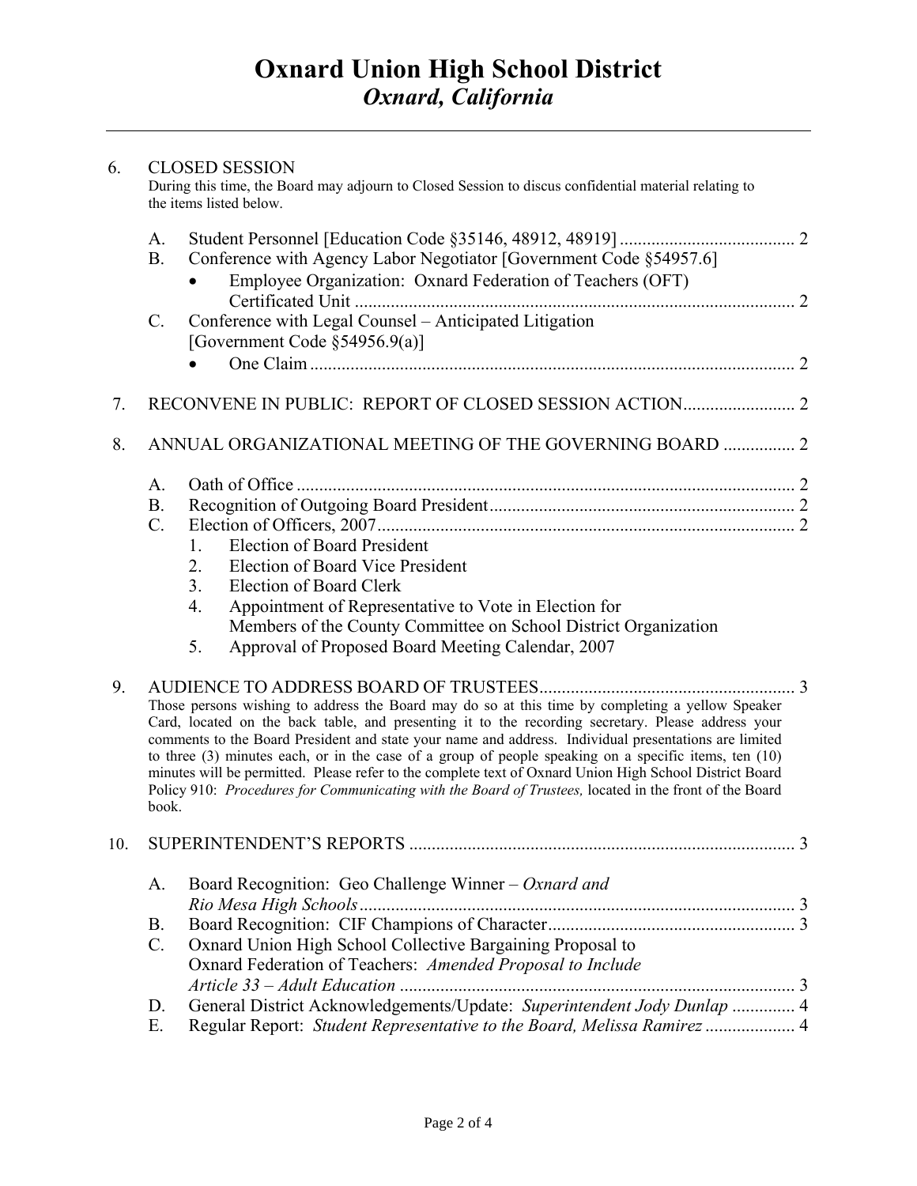# Oxnard Union High School District
## *Oxnard, California*

6. CLOSED SESSION

During this time, the Board may adjourn to Closed Session to discus confidential material relating to the items listed below.

   A. Student Personnel [Education Code §35146, 48912, 48919] ....................................... 2

   B. Conference with Agency Labor Negotiator [Government Code §54957.6]
      - Employee Organization: Oxnard Federation of Teachers (OFT) Certificated Unit ................................................................................................. 2

   C. Conference with Legal Counsel – Anticipated Litigation [Government Code §54956.9(a)]
      - One Claim ........................................................................................................... 2

7. RECONVENE IN PUBLIC: REPORT OF CLOSED SESSION ACTION......................... 2

8. ANNUAL ORGANIZATIONAL MEETING OF THE GOVERNING BOARD ................ 2

   A. Oath of Office ............................................................................................................. 2

   B. Recognition of Outgoing Board President.................................................................... 2

   C. Election of Officers, 2007............................................................................................ 2
      1. Election of Board President
      2. Election of Board Vice President
      3. Election of Board Clerk
      4. Appointment of Representative to Vote in Election for Members of the County Committee on School District Organization
      5. Approval of Proposed Board Meeting Calendar, 2007

9. AUDIENCE TO ADDRESS BOARD OF TRUSTEES........................................................ 3

Those persons wishing to address the Board may do so at this time by completing a yellow Speaker Card, located on the back table, and presenting it to the recording secretary. Please address your comments to the Board President and state your name and address. Individual presentations are limited to three (3) minutes each, or in the case of a group of people speaking on a specific items, ten (10) minutes will be permitted. Please refer to the complete text of Oxnard Union High School District Board Policy 910: *Procedures for Communicating with the Board of Trustees,* located in the front of the Board book.

10. SUPERINTENDENT'S REPORTS ..................................................................................... 3

   A. Board Recognition: Geo Challenge Winner – *Oxnard and Rio Mesa High Schools*................................................................................................ 3

   B. Board Recognition: CIF Champions of Character...................................................... 3

   C. Oxnard Union High School Collective Bargaining Proposal to Oxnard Federation of Teachers: *Amended Proposal to Include Article 33 – Adult Education* ....................................................................................... 3

   D. General District Acknowledgements/Update: *Superintendent Jody Dunlap* .............. 4

   E. Regular Report: *Student Representative to the Board, Melissa Ramirez* .................... 4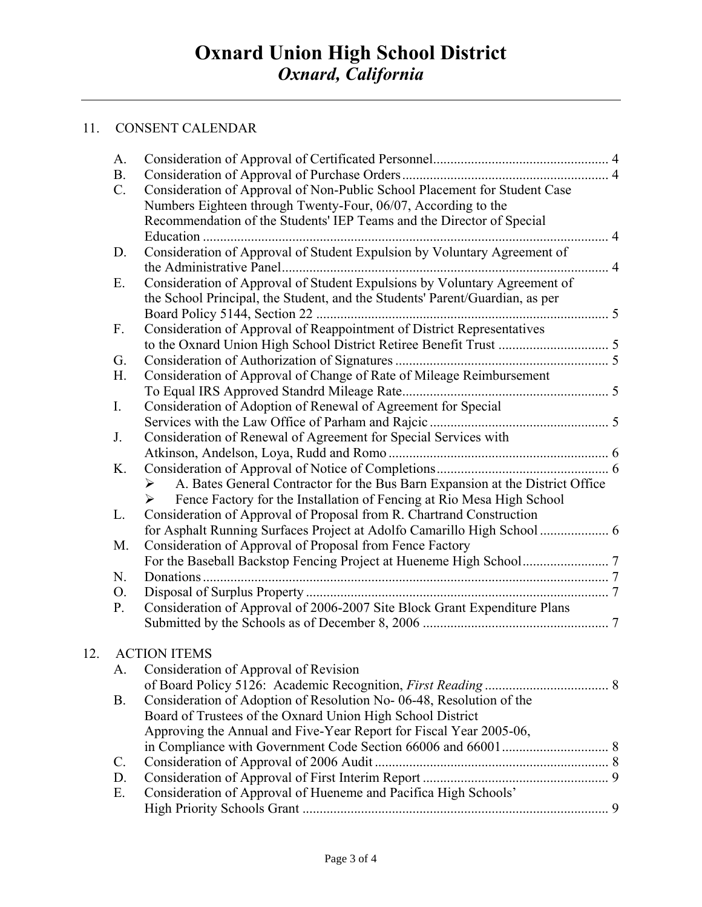# Oxnard Union High School District
## *Oxnard, California*

---

11. CONSENT CALENDAR

    A. Consideration of Approval of Certificated Personnel .......... 4
    B. Consideration of Approval of Purchase Orders .......... 4
    C. Consideration of Approval of Non-Public School Placement for Student Case Numbers Eighteen through Twenty-Four, 06/07, According to the Recommendation of the Students' IEP Teams and the Director of Special Education .......... 4
    D. Consideration of Approval of Student Expulsion by Voluntary Agreement of the Administrative Panel .......... 4
    E. Consideration of Approval of Student Expulsions by Voluntary Agreement of the School Principal, the Student, and the Students' Parent/Guardian, as per Board Policy 5144, Section 22 .......... 5
    F. Consideration of Approval of Reappointment of District Representatives to the Oxnard Union High School District Retiree Benefit Trust .......... 5
    G. Consideration of Authorization of Signatures .......... 5
    H. Consideration of Approval of Change of Rate of Mileage Reimbursement To Equal IRS Approved Standrd Mileage Rate .......... 5
    I. Consideration of Adoption of Renewal of Agreement for Special Services with the Law Office of Parham and Rajcic .......... 5
    J. Consideration of Renewal of Agreement for Special Services with Atkinson, Andelson, Loya, Rudd and Romo .......... 6
    K. Consideration of Approval of Notice of Completions .......... 6
       - A. Bates General Contractor for the Bus Barn Expansion at the District Office
       - Fence Factory for the Installation of Fencing at Rio Mesa High School
    L. Consideration of Approval of Proposal from R. Chartrand Construction for Asphalt Running Surfaces Project at Adolfo Camarillo High School .......... 6
    M. Consideration of Approval of Proposal from Fence Factory For the Baseball Backstop Fencing Project at Hueneme High School .......... 7
    N. Donations .......... 7
    O. Disposal of Surplus Property .......... 7
    P. Consideration of Approval of 2006-2007 Site Block Grant Expenditure Plans Submitted by the Schools as of December 8, 2006 .......... 7

12. ACTION ITEMS

    A. Consideration of Approval of Revision of Board Policy 5126: Academic Recognition, *First Reading* .......... 8
    B. Consideration of Adoption of Resolution No- 06-48, Resolution of the Board of Trustees of the Oxnard Union High School District Approving the Annual and Five-Year Report for Fiscal Year 2005-06, in Compliance with Government Code Section 66006 and 66001 .......... 8
    C. Consideration of Approval of 2006 Audit .......... 8
    D. Consideration of Approval of First Interim Report .......... 9
    E. Consideration of Approval of Hueneme and Pacifica High Schools' High Priority Schools Grant .......... 9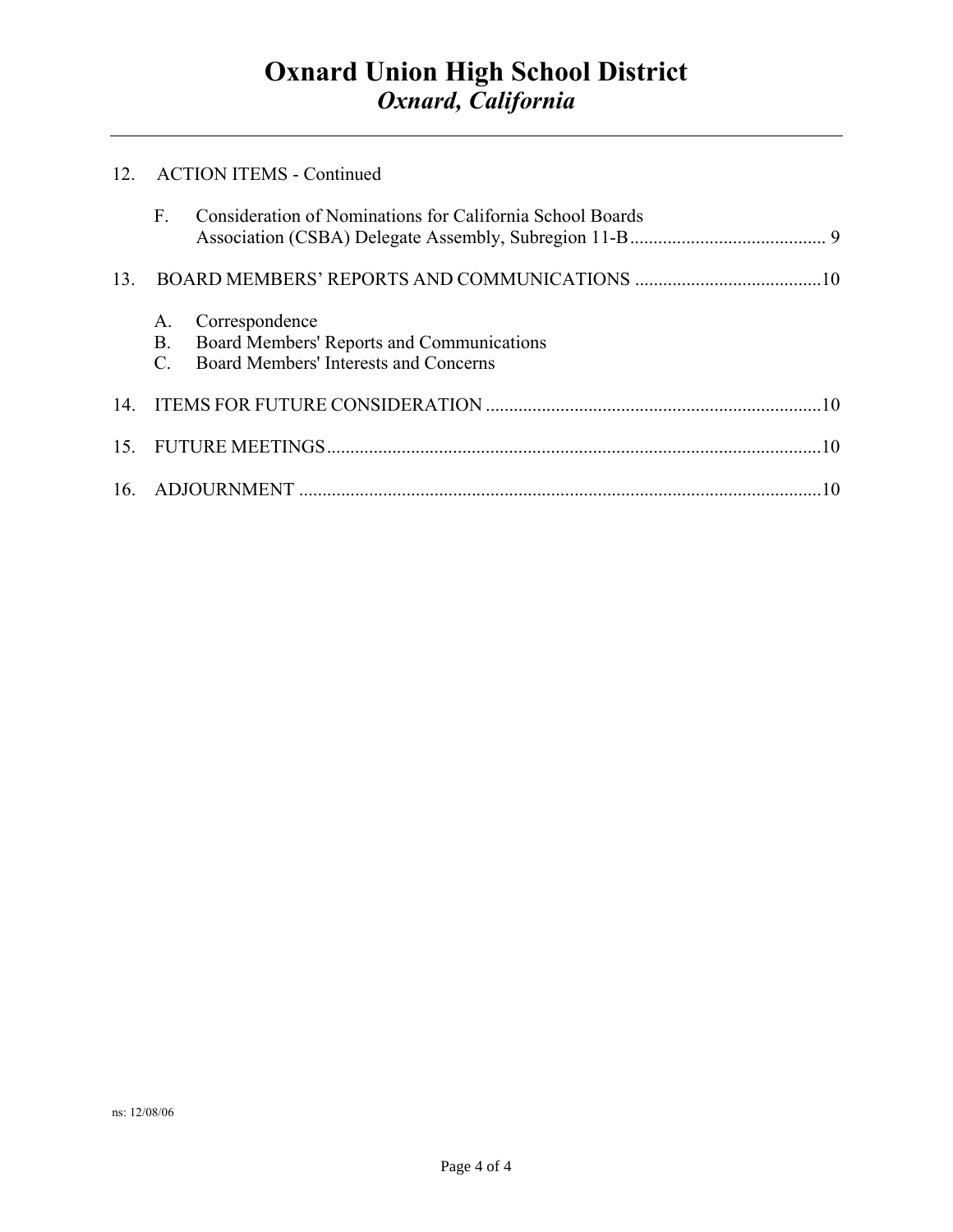# Oxnard Union High School District
## *Oxnard, California*

12. ACTION ITEMS - Continued

    F. Consideration of Nominations for California School Boards Association (CSBA) Delegate Assembly, Subregion 11-B .......................................... 9

13. BOARD MEMBERS' REPORTS AND COMMUNICATIONS ........................................10

    A. Correspondence
    B. Board Members' Reports and Communications
    C. Board Members' Interests and Concerns

14. ITEMS FOR FUTURE CONSIDERATION .......................................................................10

15. FUTURE MEETINGS.........................................................................................................10

16. ADJOURNMENT ................................................................................................................10

ns: 12/08/06